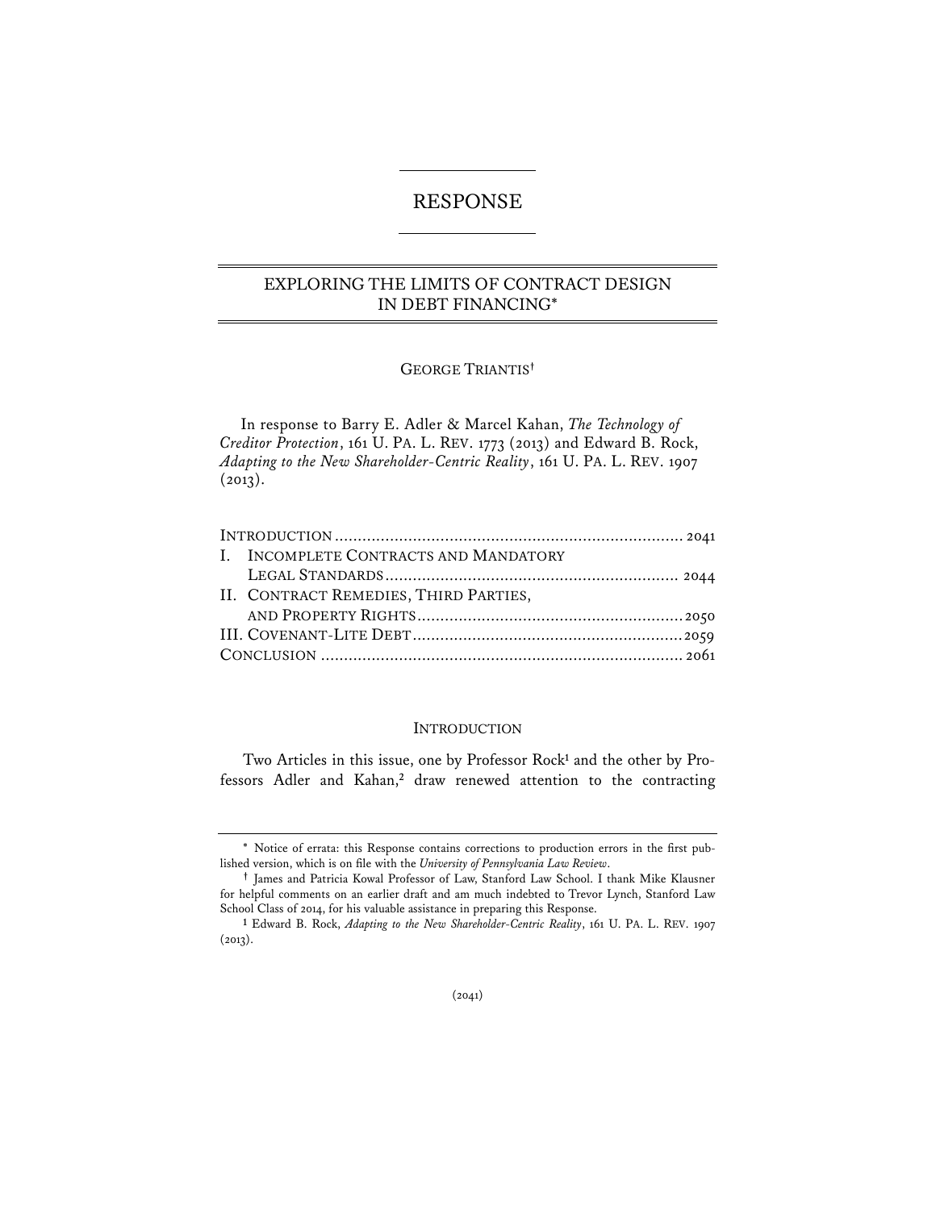# RESPONSE

## EXPLORING THE LIMITS OF CONTRACT DESIGN IN DEBT FINANCING*

GEORGE TRIANTIS†

In response to Barry E. Adler & Marcel Kahan, *The Technology of Creditor Protection*, 161 U. PA. L. REV. 1773 (2013) and Edward B. Rock, *Adapting to the New Shareholder-Centric Reality*, 161 U. PA. L. REV. 1907 (2013).

| | |
|---|---|
| INTRODUCTION | 2041 |
| I. INCOMPLETE CONTRACTS AND MANDATORY LEGAL STANDARDS | 2044 |
| II. CONTRACT REMEDIES, THIRD PARTIES, AND PROPERTY RIGHTS | 2050 |
| III. COVENANT-LITE DEBT | 2059 |
| CONCLUSION | 2061 |

### INTRODUCTION

Two Articles in this issue, one by Professor Rock[1] and the other by Professors Adler and Kahan,[2] draw renewed attention to the contracting

---

\* Notice of errata: this Response contains corrections to production errors in the first published version, which is on file with the *University of Pennsylvania Law Review*.

† James and Patricia Kowal Professor of Law, Stanford Law School. I thank Mike Klausner for helpful comments on an earlier draft and am much indebted to Trevor Lynch, Stanford Law School Class of 2014, for his valuable assistance in preparing this Response.

[1] Edward B. Rock, *Adapting to the New Shareholder-Centric Reality*, 161 U. PA. L. REV. 1907 (2013).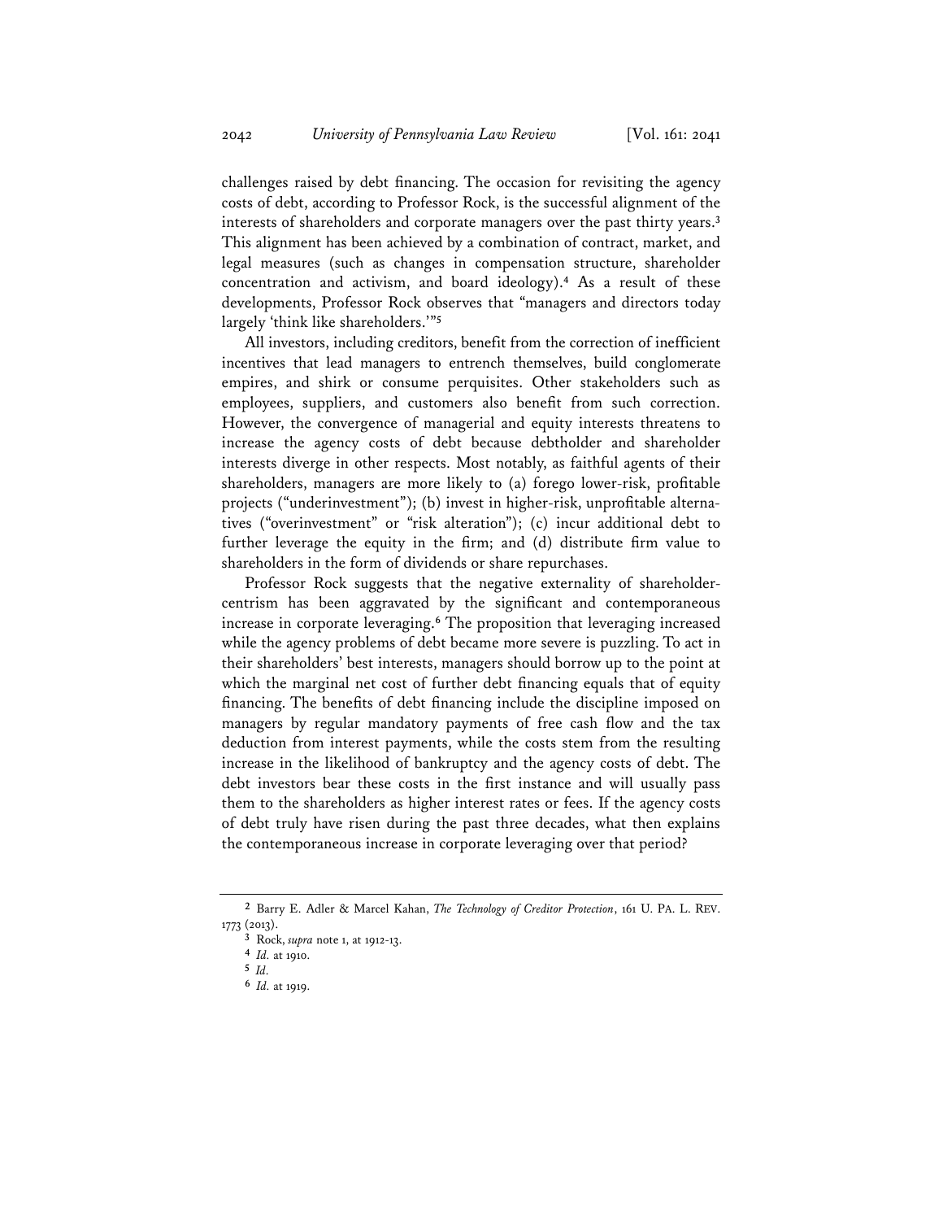challenges raised by debt financing. The occasion for revisiting the agency costs of debt, according to Professor Rock, is the successful alignment of the interests of shareholders and corporate managers over the past thirty years.[3] This alignment has been achieved by a combination of contract, market, and legal measures (such as changes in compensation structure, shareholder concentration and activism, and board ideology).[4] As a result of these developments, Professor Rock observes that "managers and directors today largely 'think like shareholders.'"[5]

All investors, including creditors, benefit from the correction of inefficient incentives that lead managers to entrench themselves, build conglomerate empires, and shirk or consume perquisites. Other stakeholders such as employees, suppliers, and customers also benefit from such correction. However, the convergence of managerial and equity interests threatens to increase the agency costs of debt because debtholder and shareholder interests diverge in other respects. Most notably, as faithful agents of their shareholders, managers are more likely to (a) forego lower-risk, profitable projects ("underinvestment"); (b) invest in higher-risk, unprofitable alternatives ("overinvestment" or "risk alteration"); (c) incur additional debt to further leverage the equity in the firm; and (d) distribute firm value to shareholders in the form of dividends or share repurchases.

Professor Rock suggests that the negative externality of shareholder-centrism has been aggravated by the significant and contemporaneous increase in corporate leveraging.[6] The proposition that leveraging increased while the agency problems of debt became more severe is puzzling. To act in their shareholders' best interests, managers should borrow up to the point at which the marginal net cost of further debt financing equals that of equity financing. The benefits of debt financing include the discipline imposed on managers by regular mandatory payments of free cash flow and the tax deduction from interest payments, while the costs stem from the resulting increase in the likelihood of bankruptcy and the agency costs of debt. The debt investors bear these costs in the first instance and will usually pass them to the shareholders as higher interest rates or fees. If the agency costs of debt truly have risen during the past three decades, what then explains the contemporaneous increase in corporate leveraging over that period?

---

[2] Barry E. Adler & Marcel Kahan, *The Technology of Creditor Protection*, 161 U. PA. L. REV. 1773 (2013).

[3] Rock, *supra* note 1, at 1912-13.

[4] *Id.* at 1910.

[5] *Id.*

[6] *Id.* at 1919.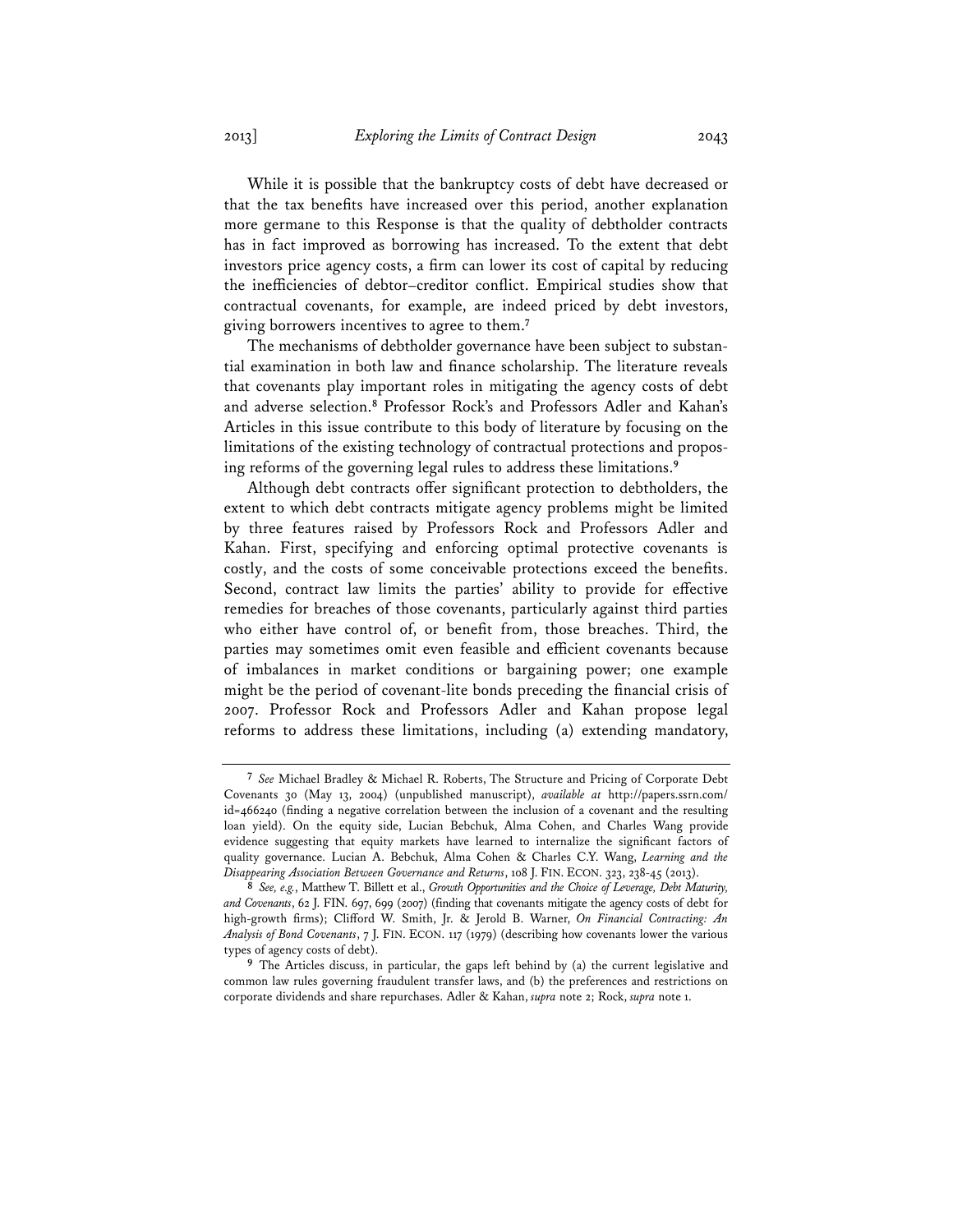While it is possible that the bankruptcy costs of debt have decreased or that the tax benefits have increased over this period, another explanation more germane to this Response is that the quality of debtholder contracts has in fact improved as borrowing has increased. To the extent that debt investors price agency costs, a firm can lower its cost of capital by reducing the inefficiencies of debtor–creditor conflict. Empirical studies show that contractual covenants, for example, are indeed priced by debt investors, giving borrowers incentives to agree to them.[7]

The mechanisms of debtholder governance have been subject to substantial examination in both law and finance scholarship. The literature reveals that covenants play important roles in mitigating the agency costs of debt and adverse selection.[8] Professor Rock's and Professors Adler and Kahan's Articles in this issue contribute to this body of literature by focusing on the limitations of the existing technology of contractual protections and proposing reforms of the governing legal rules to address these limitations.[9]

Although debt contracts offer significant protection to debtholders, the extent to which debt contracts mitigate agency problems might be limited by three features raised by Professors Rock and Professors Adler and Kahan. First, specifying and enforcing optimal protective covenants is costly, and the costs of some conceivable protections exceed the benefits. Second, contract law limits the parties' ability to provide for effective remedies for breaches of those covenants, particularly against third parties who either have control of, or benefit from, those breaches. Third, the parties may sometimes omit even feasible and efficient covenants because of imbalances in market conditions or bargaining power; one example might be the period of covenant-lite bonds preceding the financial crisis of 2007. Professor Rock and Professors Adler and Kahan propose legal reforms to address these limitations, including (a) extending mandatory,

---

[7] *See* Michael Bradley & Michael R. Roberts, The Structure and Pricing of Corporate Debt Covenants 30 (May 13, 2004) (unpublished manuscript), *available at* http://papers.ssrn.com/id=466240 (finding a negative correlation between the inclusion of a covenant and the resulting loan yield). On the equity side, Lucian Bebchuk, Alma Cohen, and Charles Wang provide evidence suggesting that equity markets have learned to internalize the significant factors of quality governance. Lucian A. Bebchuk, Alma Cohen & Charles C.Y. Wang, *Learning and the Disappearing Association Between Governance and Returns*, 108 J. FIN. ECON. 323, 238-45 (2013).

[8] *See, e.g.*, Matthew T. Billett et al., *Growth Opportunities and the Choice of Leverage, Debt Maturity, and Covenants*, 62 J. FIN. 697, 699 (2007) (finding that covenants mitigate the agency costs of debt for high-growth firms); Clifford W. Smith, Jr. & Jerold B. Warner, *On Financial Contracting: An Analysis of Bond Covenants*, 7 J. FIN. ECON. 117 (1979) (describing how covenants lower the various types of agency costs of debt).

[9] The Articles discuss, in particular, the gaps left behind by (a) the current legislative and common law rules governing fraudulent transfer laws, and (b) the preferences and restrictions on corporate dividends and share repurchases. Adler & Kahan, *supra* note 2; Rock, *supra* note 1.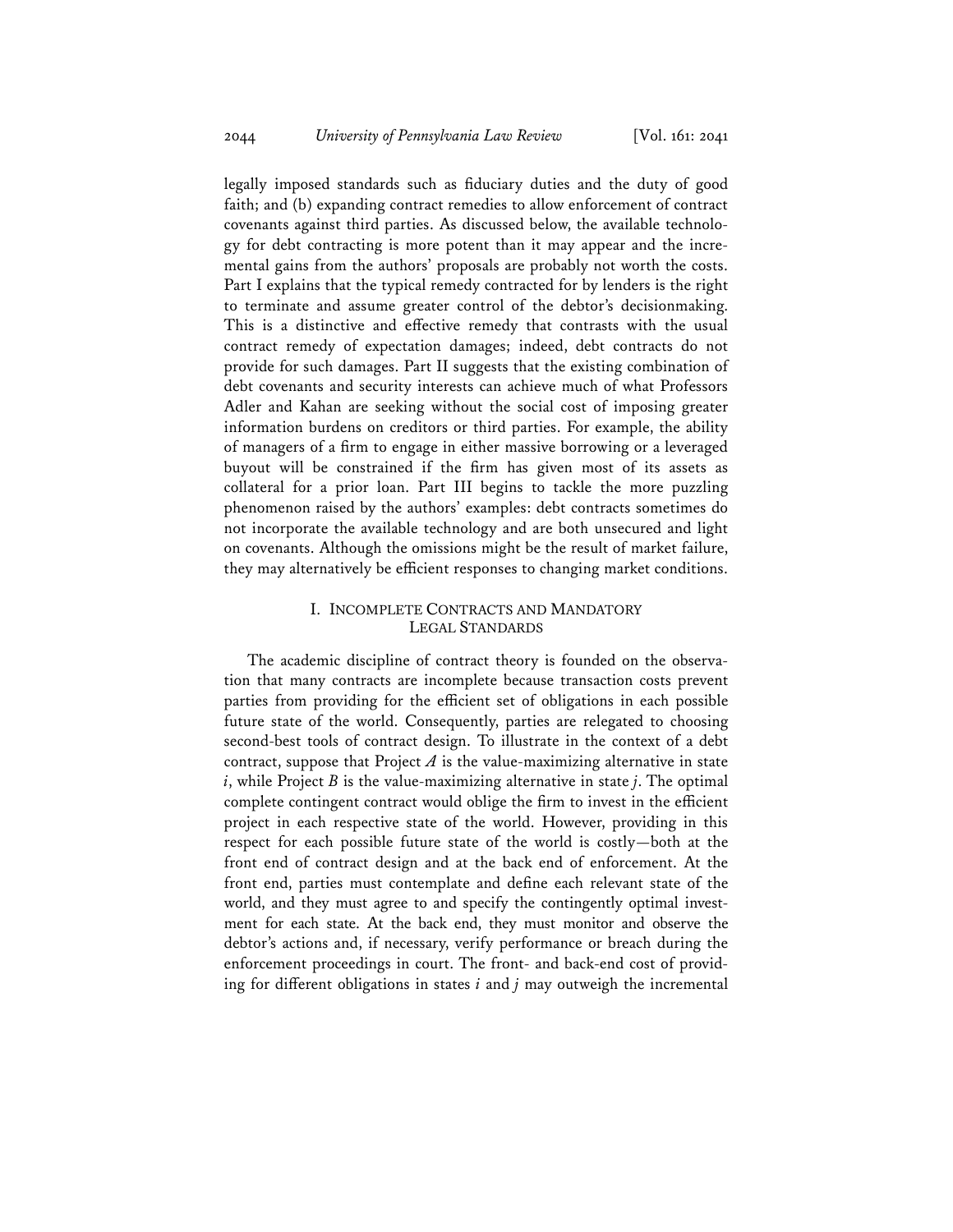legally imposed standards such as fiduciary duties and the duty of good faith; and (b) expanding contract remedies to allow enforcement of contract covenants against third parties. As discussed below, the available technology for debt contracting is more potent than it may appear and the incremental gains from the authors' proposals are probably not worth the costs. Part I explains that the typical remedy contracted for by lenders is the right to terminate and assume greater control of the debtor's decisionmaking. This is a distinctive and effective remedy that contrasts with the usual contract remedy of expectation damages; indeed, debt contracts do not provide for such damages. Part II suggests that the existing combination of debt covenants and security interests can achieve much of what Professors Adler and Kahan are seeking without the social cost of imposing greater information burdens on creditors or third parties. For example, the ability of managers of a firm to engage in either massive borrowing or a leveraged buyout will be constrained if the firm has given most of its assets as collateral for a prior loan. Part III begins to tackle the more puzzling phenomenon raised by the authors' examples: debt contracts sometimes do not incorporate the available technology and are both unsecured and light on covenants. Although the omissions might be the result of market failure, they may alternatively be efficient responses to changing market conditions.

## I. INCOMPLETE CONTRACTS AND MANDATORY LEGAL STANDARDS

The academic discipline of contract theory is founded on the observation that many contracts are incomplete because transaction costs prevent parties from providing for the efficient set of obligations in each possible future state of the world. Consequently, parties are relegated to choosing second-best tools of contract design. To illustrate in the context of a debt contract, suppose that Project $A$ is the value-maximizing alternative in state $i$, while Project $B$ is the value-maximizing alternative in state $j$. The optimal complete contingent contract would oblige the firm to invest in the efficient project in each respective state of the world. However, providing in this respect for each possible future state of the world is costly—both at the front end of contract design and at the back end of enforcement. At the front end, parties must contemplate and define each relevant state of the world, and they must agree to and specify the contingently optimal investment for each state. At the back end, they must monitor and observe the debtor's actions and, if necessary, verify performance or breach during the enforcement proceedings in court. The front- and back-end cost of providing for different obligations in states $i$ and $j$ may outweigh the incremental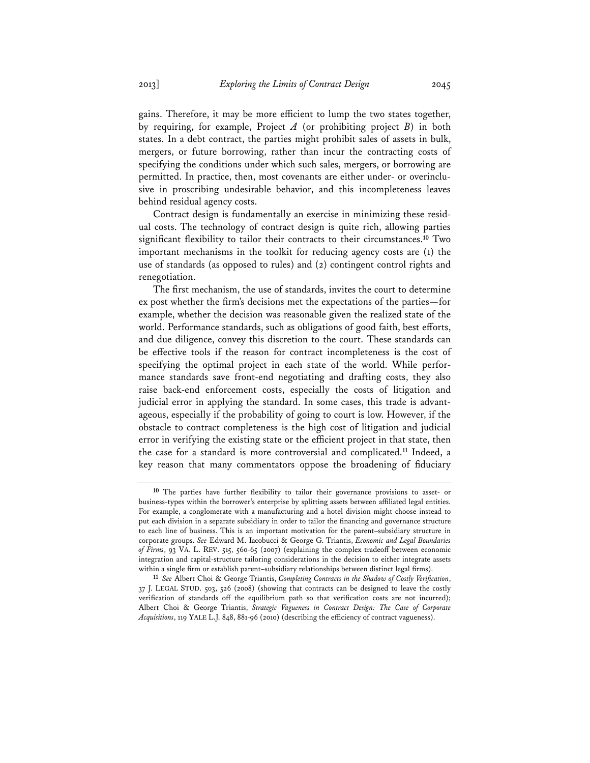gains. Therefore, it may be more efficient to lump the two states together, by requiring, for example, Project *A* (or prohibiting project *B*) in both states. In a debt contract, the parties might prohibit sales of assets in bulk, mergers, or future borrowing, rather than incur the contracting costs of specifying the conditions under which such sales, mergers, or borrowing are permitted. In practice, then, most covenants are either under- or overinclusive in proscribing undesirable behavior, and this incompleteness leaves behind residual agency costs.

Contract design is fundamentally an exercise in minimizing these residual costs. The technology of contract design is quite rich, allowing parties significant flexibility to tailor their contracts to their circumstances.[10] Two important mechanisms in the toolkit for reducing agency costs are (1) the use of standards (as opposed to rules) and (2) contingent control rights and renegotiation.

The first mechanism, the use of standards, invites the court to determine ex post whether the firm's decisions met the expectations of the parties—for example, whether the decision was reasonable given the realized state of the world. Performance standards, such as obligations of good faith, best efforts, and due diligence, convey this discretion to the court. These standards can be effective tools if the reason for contract incompleteness is the cost of specifying the optimal project in each state of the world. While performance standards save front-end negotiating and drafting costs, they also raise back-end enforcement costs, especially the costs of litigation and judicial error in applying the standard. In some cases, this trade is advantageous, especially if the probability of going to court is low. However, if the obstacle to contract completeness is the high cost of litigation and judicial error in verifying the existing state or the efficient project in that state, then the case for a standard is more controversial and complicated.[11] Indeed, a key reason that many commentators oppose the broadening of fiduciary

---

[10] The parties have further flexibility to tailor their governance provisions to asset- or business-types within the borrower's enterprise by splitting assets between affiliated legal entities. For example, a conglomerate with a manufacturing and a hotel division might choose instead to put each division in a separate subsidiary in order to tailor the financing and governance structure to each line of business. This is an important motivation for the parent–subsidiary structure in corporate groups. *See* Edward M. Iacobucci & George G. Triantis, *Economic and Legal Boundaries of Firms*, 93 VA. L. REV. 515, 560-65 (2007) (explaining the complex tradeoff between economic integration and capital-structure tailoring considerations in the decision to either integrate assets within a single firm or establish parent–subsidiary relationships between distinct legal firms).

[11] *See* Albert Choi & George Triantis, *Completing Contracts in the Shadow of Costly Verification*, 37 J. LEGAL STUD. 503, 526 (2008) (showing that contracts can be designed to leave the costly verification of standards off the equilibrium path so that verification costs are not incurred); Albert Choi & George Triantis, *Strategic Vagueness in Contract Design: The Case of Corporate Acquisitions*, 119 YALE L.J. 848, 881-96 (2010) (describing the efficiency of contract vagueness).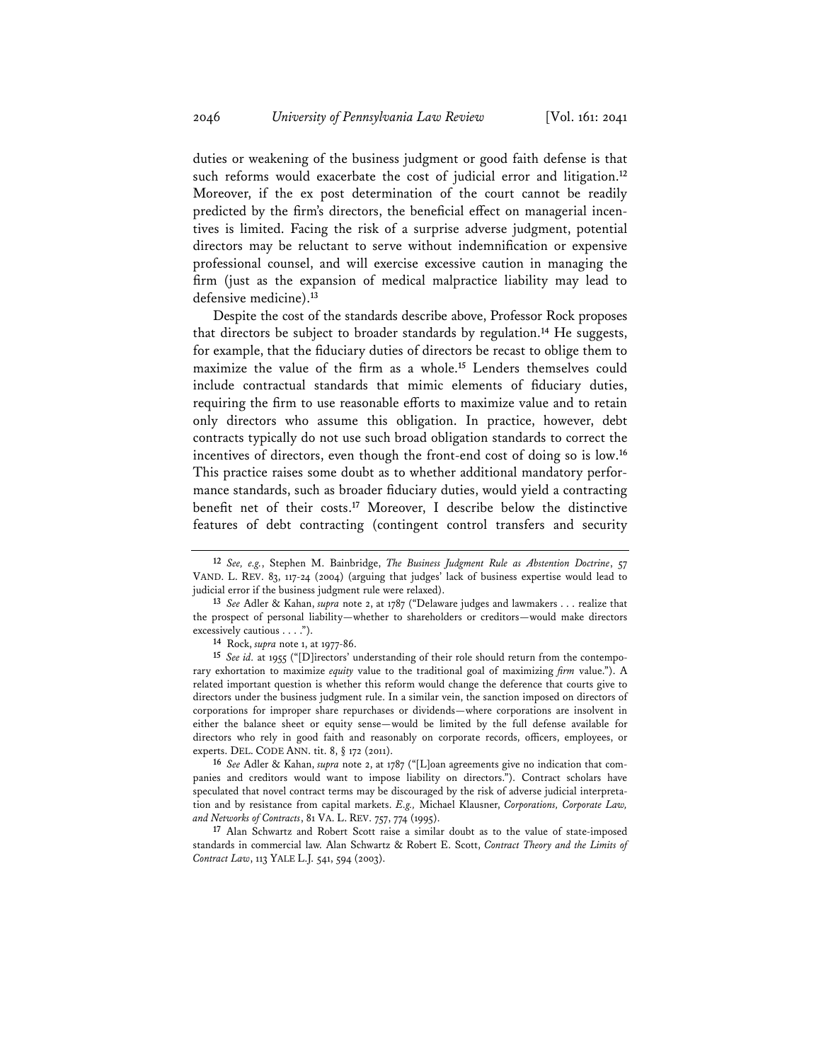duties or weakening of the business judgment or good faith defense is that such reforms would exacerbate the cost of judicial error and litigation.[12] Moreover, if the ex post determination of the court cannot be readily predicted by the firm's directors, the beneficial effect on managerial incentives is limited. Facing the risk of a surprise adverse judgment, potential directors may be reluctant to serve without indemnification or expensive professional counsel, and will exercise excessive caution in managing the firm (just as the expansion of medical malpractice liability may lead to defensive medicine).[13]

Despite the cost of the standards describe above, Professor Rock proposes that directors be subject to broader standards by regulation.[14] He suggests, for example, that the fiduciary duties of directors be recast to oblige them to maximize the value of the firm as a whole.[15] Lenders themselves could include contractual standards that mimic elements of fiduciary duties, requiring the firm to use reasonable efforts to maximize value and to retain only directors who assume this obligation. In practice, however, debt contracts typically do not use such broad obligation standards to correct the incentives of directors, even though the front-end cost of doing so is low.[16] This practice raises some doubt as to whether additional mandatory performance standards, such as broader fiduciary duties, would yield a contracting benefit net of their costs.[17] Moreover, I describe below the distinctive features of debt contracting (contingent control transfers and security

---

[12] *See, e.g.*, Stephen M. Bainbridge, *The Business Judgment Rule as Abstention Doctrine*, 57 VAND. L. REV. 83, 117-24 (2004) (arguing that judges' lack of business expertise would lead to judicial error if the business judgment rule were relaxed).

[13] *See* Adler & Kahan, *supra* note 2, at 1787 ("Delaware judges and lawmakers . . . realize that the prospect of personal liability—whether to shareholders or creditors—would make directors excessively cautious . . . .").

[14] Rock, *supra* note 1, at 1977-86.

[15] *See id.* at 1955 ("[D]irectors' understanding of their role should return from the contemporary exhortation to maximize *equity* value to the traditional goal of maximizing *firm* value."). A related important question is whether this reform would change the deference that courts give to directors under the business judgment rule. In a similar vein, the sanction imposed on directors of corporations for improper share repurchases or dividends—where corporations are insolvent in either the balance sheet or equity sense—would be limited by the full defense available for directors who rely in good faith and reasonably on corporate records, officers, employees, or experts. DEL. CODE ANN. tit. 8, § 172 (2011).

[16] *See* Adler & Kahan, *supra* note 2, at 1787 ("[L]oan agreements give no indication that companies and creditors would want to impose liability on directors."). Contract scholars have speculated that novel contract terms may be discouraged by the risk of adverse judicial interpretation and by resistance from capital markets. *E.g.,* Michael Klausner, *Corporations, Corporate Law, and Networks of Contracts*, 81 VA. L. REV. 757, 774 (1995).

[17] Alan Schwartz and Robert Scott raise a similar doubt as to the value of state-imposed standards in commercial law. Alan Schwartz & Robert E. Scott, *Contract Theory and the Limits of Contract Law*, 113 YALE L.J. 541, 594 (2003).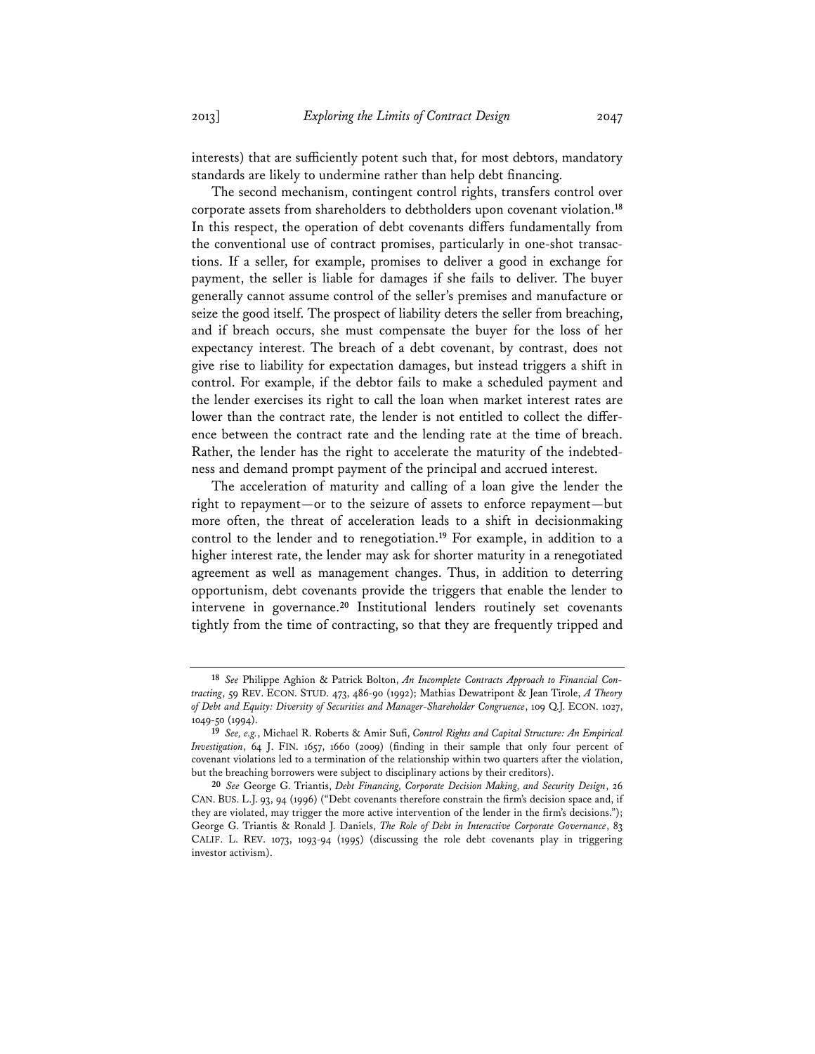interests) that are sufficiently potent such that, for most debtors, mandatory standards are likely to undermine rather than help debt financing.

The second mechanism, contingent control rights, transfers control over corporate assets from shareholders to debtholders upon covenant violation.[18] In this respect, the operation of debt covenants differs fundamentally from the conventional use of contract promises, particularly in one-shot transactions. If a seller, for example, promises to deliver a good in exchange for payment, the seller is liable for damages if she fails to deliver. The buyer generally cannot assume control of the seller's premises and manufacture or seize the good itself. The prospect of liability deters the seller from breaching, and if breach occurs, she must compensate the buyer for the loss of her expectancy interest. The breach of a debt covenant, by contrast, does not give rise to liability for expectation damages, but instead triggers a shift in control. For example, if the debtor fails to make a scheduled payment and the lender exercises its right to call the loan when market interest rates are lower than the contract rate, the lender is not entitled to collect the difference between the contract rate and the lending rate at the time of breach. Rather, the lender has the right to accelerate the maturity of the indebtedness and demand prompt payment of the principal and accrued interest.

The acceleration of maturity and calling of a loan give the lender the right to repayment—or to the seizure of assets to enforce repayment—but more often, the threat of acceleration leads to a shift in decisionmaking control to the lender and to renegotiation.[19] For example, in addition to a higher interest rate, the lender may ask for shorter maturity in a renegotiated agreement as well as management changes. Thus, in addition to deterring opportunism, debt covenants provide the triggers that enable the lender to intervene in governance.[20] Institutional lenders routinely set covenants tightly from the time of contracting, so that they are frequently tripped and

---

[18] *See* Philippe Aghion & Patrick Bolton, *An Incomplete Contracts Approach to Financial Contracting*, 59 REV. ECON. STUD. 473, 486-90 (1992); Mathias Dewatripont & Jean Tirole, *A Theory of Debt and Equity: Diversity of Securities and Manager-Shareholder Congruence*, 109 Q.J. ECON. 1027, 1049-50 (1994).

[19] *See, e.g.*, Michael R. Roberts & Amir Sufi, *Control Rights and Capital Structure: An Empirical Investigation*, 64 J. FIN. 1657, 1660 (2009) (finding in their sample that only four percent of covenant violations led to a termination of the relationship within two quarters after the violation, but the breaching borrowers were subject to disciplinary actions by their creditors).

[20] *See* George G. Triantis, *Debt Financing, Corporate Decision Making, and Security Design*, 26 CAN. BUS. L.J. 93, 94 (1996) ("Debt covenants therefore constrain the firm's decision space and, if they are violated, may trigger the more active intervention of the lender in the firm's decisions."); George G. Triantis & Ronald J. Daniels, *The Role of Debt in Interactive Corporate Governance*, 83 CALIF. L. REV. 1073, 1093-94 (1995) (discussing the role debt covenants play in triggering investor activism).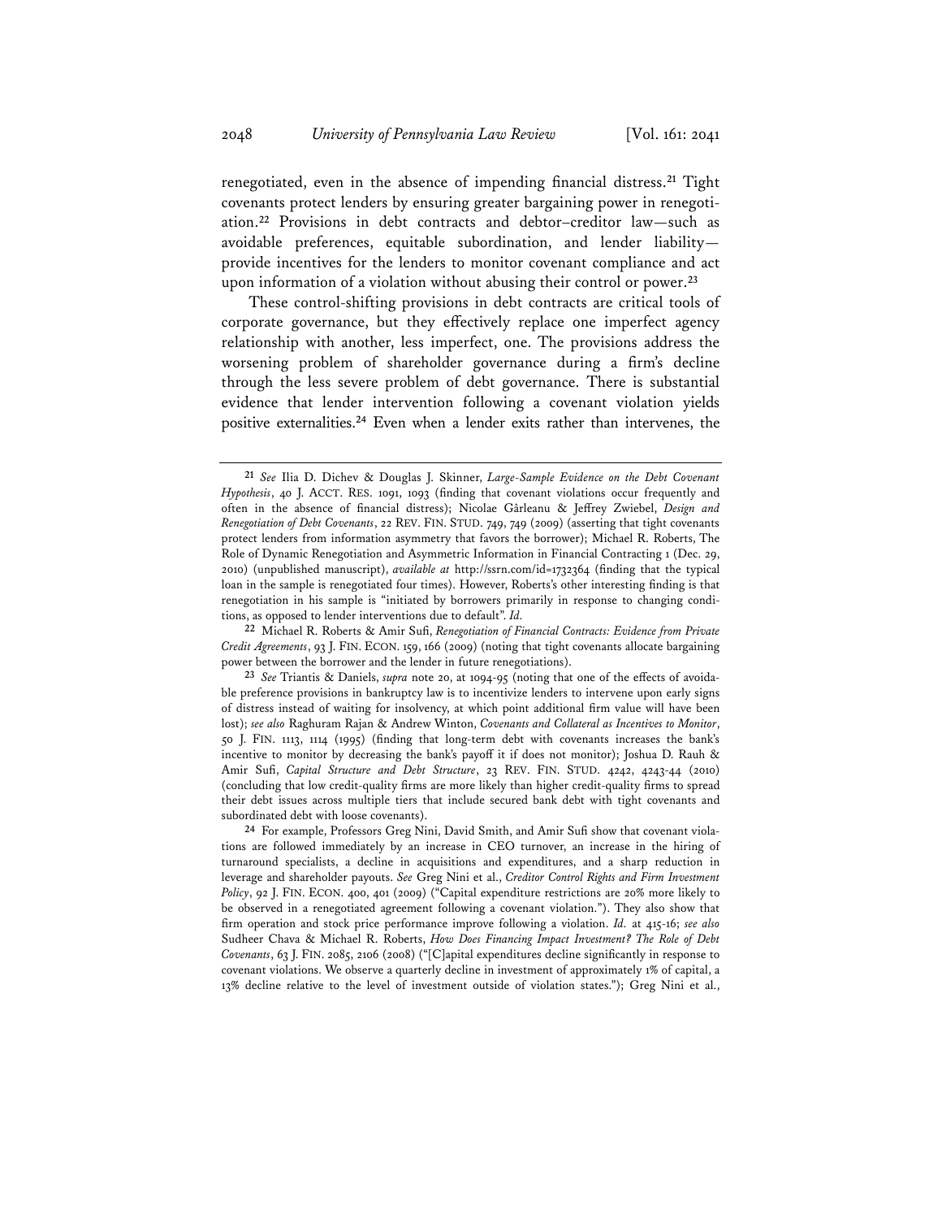renegotiated, even in the absence of impending financial distress.[21] Tight covenants protect lenders by ensuring greater bargaining power in renegotiation.[22] Provisions in debt contracts and debtor–creditor law—such as avoidable preferences, equitable subordination, and lender liability—provide incentives for the lenders to monitor covenant compliance and act upon information of a violation without abusing their control or power.[23]

These control-shifting provisions in debt contracts are critical tools of corporate governance, but they effectively replace one imperfect agency relationship with another, less imperfect, one. The provisions address the worsening problem of shareholder governance during a firm's decline through the less severe problem of debt governance. There is substantial evidence that lender intervention following a covenant violation yields positive externalities.[24] Even when a lender exits rather than intervenes, the

---

[21] *See* Ilia D. Dichev & Douglas J. Skinner, *Large-Sample Evidence on the Debt Covenant Hypothesis*, 40 J. ACCT. RES. 1091, 1093 (finding that covenant violations occur frequently and often in the absence of financial distress); Nicolae Gârleanu & Jeffrey Zwiebel, *Design and Renegotiation of Debt Covenants*, 22 REV. FIN. STUD. 749, 749 (2009) (asserting that tight covenants protect lenders from information asymmetry that favors the borrower); Michael R. Roberts, The Role of Dynamic Renegotiation and Asymmetric Information in Financial Contracting 1 (Dec. 29, 2010) (unpublished manuscript), *available at* http://ssrn.com/id=1732364 (finding that the typical loan in the sample is renegotiated four times). However, Roberts's other interesting finding is that renegotiation in his sample is "initiated by borrowers primarily in response to changing conditions, as opposed to lender interventions due to default". *Id.*

[22] Michael R. Roberts & Amir Sufi, *Renegotiation of Financial Contracts: Evidence from Private Credit Agreements*, 93 J. FIN. ECON. 159, 166 (2009) (noting that tight covenants allocate bargaining power between the borrower and the lender in future renegotiations).

[23] *See* Triantis & Daniels, *supra* note 20, at 1094-95 (noting that one of the effects of avoidable preference provisions in bankruptcy law is to incentivize lenders to intervene upon early signs of distress instead of waiting for insolvency, at which point additional firm value will have been lost); *see also* Raghuram Rajan & Andrew Winton, *Covenants and Collateral as Incentives to Monitor*, 50 J. FIN. 1113, 1114 (1995) (finding that long-term debt with covenants increases the bank's incentive to monitor by decreasing the bank's payoff it if does not monitor); Joshua D. Rauh & Amir Sufi, *Capital Structure and Debt Structure*, 23 REV. FIN. STUD. 4242, 4243-44 (2010) (concluding that low credit-quality firms are more likely than higher credit-quality firms to spread their debt issues across multiple tiers that include secured bank debt with tight covenants and subordinated debt with loose covenants).

[24] For example, Professors Greg Nini, David Smith, and Amir Sufi show that covenant violations are followed immediately by an increase in CEO turnover, an increase in the hiring of turnaround specialists, a decline in acquisitions and expenditures, and a sharp reduction in leverage and shareholder payouts. *See* Greg Nini et al., *Creditor Control Rights and Firm Investment Policy*, 92 J. FIN. ECON. 400, 401 (2009) ("Capital expenditure restrictions are 20% more likely to be observed in a renegotiated agreement following a covenant violation."). They also show that firm operation and stock price performance improve following a violation. *Id.* at 415-16; *see also* Sudheer Chava & Michael R. Roberts, *How Does Financing Impact Investment? The Role of Debt Covenants*, 63 J. FIN. 2085, 2106 (2008) ("[C]apital expenditures decline significantly in response to covenant violations. We observe a quarterly decline in investment of approximately 1% of capital, a 13% decline relative to the level of investment outside of violation states."); Greg Nini et al.,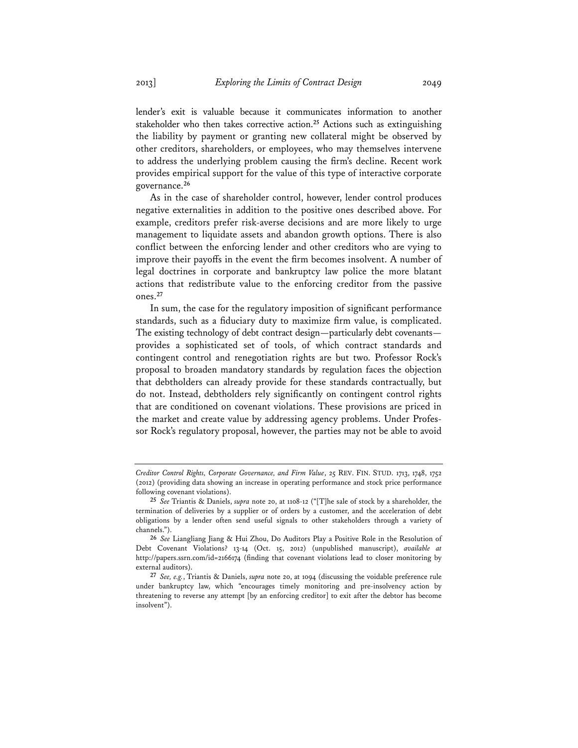lender's exit is valuable because it communicates information to another stakeholder who then takes corrective action.[25] Actions such as extinguishing the liability by payment or granting new collateral might be observed by other creditors, shareholders, or employees, who may themselves intervene to address the underlying problem causing the firm's decline. Recent work provides empirical support for the value of this type of interactive corporate governance.[26]

As in the case of shareholder control, however, lender control produces negative externalities in addition to the positive ones described above. For example, creditors prefer risk-averse decisions and are more likely to urge management to liquidate assets and abandon growth options. There is also conflict between the enforcing lender and other creditors who are vying to improve their payoffs in the event the firm becomes insolvent. A number of legal doctrines in corporate and bankruptcy law police the more blatant actions that redistribute value to the enforcing creditor from the passive ones.[27]

In sum, the case for the regulatory imposition of significant performance standards, such as a fiduciary duty to maximize firm value, is complicated. The existing technology of debt contract design—particularly debt covenants—provides a sophisticated set of tools, of which contract standards and contingent control and renegotiation rights are but two. Professor Rock's proposal to broaden mandatory standards by regulation faces the objection that debtholders can already provide for these standards contractually, but do not. Instead, debtholders rely significantly on contingent control rights that are conditioned on covenant violations. These provisions are priced in the market and create value by addressing agency problems. Under Professor Rock's regulatory proposal, however, the parties may not be able to avoid

---

*Creditor Control Rights, Corporate Governance, and Firm Value*, 25 REV. FIN. STUD. 1713, 1748, 1752 (2012) (providing data showing an increase in operating performance and stock price performance following covenant violations).

[25] *See* Triantis & Daniels, *supra* note 20, at 1108-12 ("[T]he sale of stock by a shareholder, the termination of deliveries by a supplier or of orders by a customer, and the acceleration of debt obligations by a lender often send useful signals to other stakeholders through a variety of channels.").

[26] *See* Liangliang Jiang & Hui Zhou, Do Auditors Play a Positive Role in the Resolution of Debt Covenant Violations? 13-14 (Oct. 15, 2012) (unpublished manuscript), *available at* http://papers.ssrn.com/id=2166174 (finding that covenant violations lead to closer monitoring by external auditors).

[27] *See, e.g.*, Triantis & Daniels, *supra* note 20, at 1094 (discussing the voidable preference rule under bankruptcy law, which "encourages timely monitoring and pre-insolvency action by threatening to reverse any attempt [by an enforcing creditor] to exit after the debtor has become insolvent").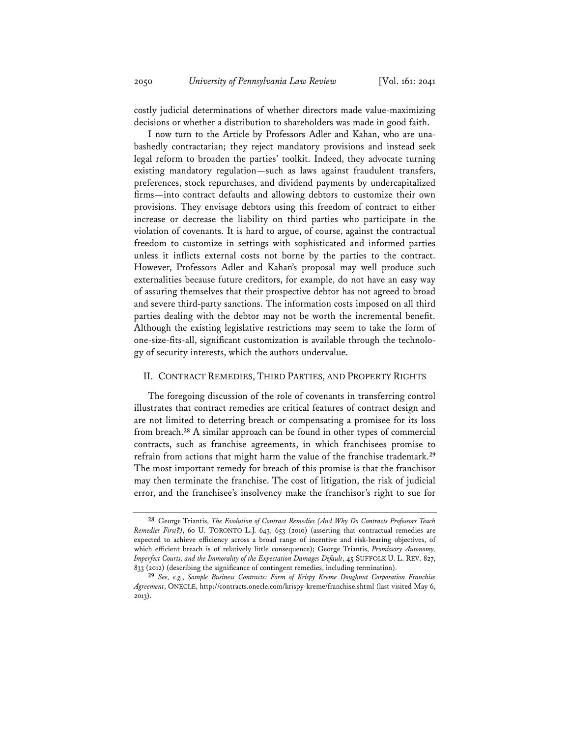costly judicial determinations of whether directors made value-maximizing decisions or whether a distribution to shareholders was made in good faith.

I now turn to the Article by Professors Adler and Kahan, who are unabashedly contractarian; they reject mandatory provisions and instead seek legal reform to broaden the parties' toolkit. Indeed, they advocate turning existing mandatory regulation—such as laws against fraudulent transfers, preferences, stock repurchases, and dividend payments by undercapitalized firms—into contract defaults and allowing debtors to customize their own provisions. They envisage debtors using this freedom of contract to either increase or decrease the liability on third parties who participate in the violation of covenants. It is hard to argue, of course, against the contractual freedom to customize in settings with sophisticated and informed parties unless it inflicts external costs not borne by the parties to the contract. However, Professors Adler and Kahan's proposal may well produce such externalities because future creditors, for example, do not have an easy way of assuring themselves that their prospective debtor has not agreed to broad and severe third-party sanctions. The information costs imposed on all third parties dealing with the debtor may not be worth the incremental benefit. Although the existing legislative restrictions may seem to take the form of one-size-fits-all, significant customization is available through the technology of security interests, which the authors undervalue.

## II. CONTRACT REMEDIES, THIRD PARTIES, AND PROPERTY RIGHTS

The foregoing discussion of the role of covenants in transferring control illustrates that contract remedies are critical features of contract design and are not limited to deterring breach or compensating a promisee for its loss from breach.[28] A similar approach can be found in other types of commercial contracts, such as franchise agreements, in which franchisees promise to refrain from actions that might harm the value of the franchise trademark.[29] The most important remedy for breach of this promise is that the franchisor may then terminate the franchise. The cost of litigation, the risk of judicial error, and the franchisee's insolvency make the franchisor's right to sue for

---

[28] George Triantis, *The Evolution of Contract Remedies (And Why Do Contracts Professors Teach Remedies First?)*, 60 U. TORONTO L.J. 643, 653 (2010) (asserting that contractual remedies are expected to achieve efficiency across a broad range of incentive and risk-bearing objectives, of which efficient breach is of relatively little consequence); George Triantis, *Promissory Autonomy, Imperfect Courts, and the Immorality of the Expectation Damages Default*, 45 SUFFOLK U. L. REV. 827, 833 (2012) (describing the significance of contingent remedies, including termination).

[29] *See, e.g.*, *Sample Business Contracts: Form of Krispy Kreme Doughnut Corporation Franchise Agreement*, ONECLE, http://contracts.onecle.com/krispy-kreme/franchise.shtml (last visited May 6, 2013).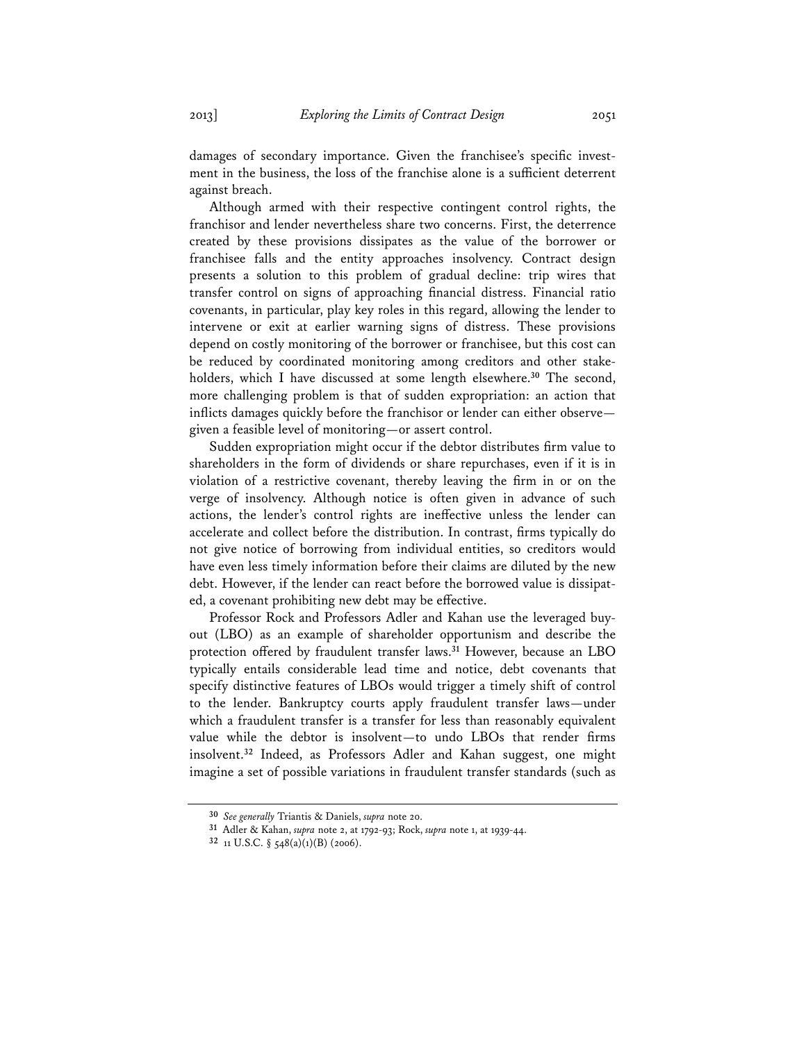damages of secondary importance. Given the franchisee's specific investment in the business, the loss of the franchise alone is a sufficient deterrent against breach.

Although armed with their respective contingent control rights, the franchisor and lender nevertheless share two concerns. First, the deterrence created by these provisions dissipates as the value of the borrower or franchisee falls and the entity approaches insolvency. Contract design presents a solution to this problem of gradual decline: trip wires that transfer control on signs of approaching financial distress. Financial ratio covenants, in particular, play key roles in this regard, allowing the lender to intervene or exit at earlier warning signs of distress. These provisions depend on costly monitoring of the borrower or franchisee, but this cost can be reduced by coordinated monitoring among creditors and other stakeholders, which I have discussed at some length elsewhere.[30] The second, more challenging problem is that of sudden expropriation: an action that inflicts damages quickly before the franchisor or lender can either observe—given a feasible level of monitoring—or assert control.

Sudden expropriation might occur if the debtor distributes firm value to shareholders in the form of dividends or share repurchases, even if it is in violation of a restrictive covenant, thereby leaving the firm in or on the verge of insolvency. Although notice is often given in advance of such actions, the lender's control rights are ineffective unless the lender can accelerate and collect before the distribution. In contrast, firms typically do not give notice of borrowing from individual entities, so creditors would have even less timely information before their claims are diluted by the new debt. However, if the lender can react before the borrowed value is dissipated, a covenant prohibiting new debt may be effective.

Professor Rock and Professors Adler and Kahan use the leveraged buyout (LBO) as an example of shareholder opportunism and describe the protection offered by fraudulent transfer laws.[31] However, because an LBO typically entails considerable lead time and notice, debt covenants that specify distinctive features of LBOs would trigger a timely shift of control to the lender. Bankruptcy courts apply fraudulent transfer laws—under which a fraudulent transfer is a transfer for less than reasonably equivalent value while the debtor is insolvent—to undo LBOs that render firms insolvent.[32] Indeed, as Professors Adler and Kahan suggest, one might imagine a set of possible variations in fraudulent transfer standards (such as

---

[30] *See generally* Triantis & Daniels, *supra* note 20.

[31] Adler & Kahan, *supra* note 2, at 1792-93; Rock, *supra* note 1, at 1939-44.

[32] 11 U.S.C. § 548(a)(1)(B) (2006).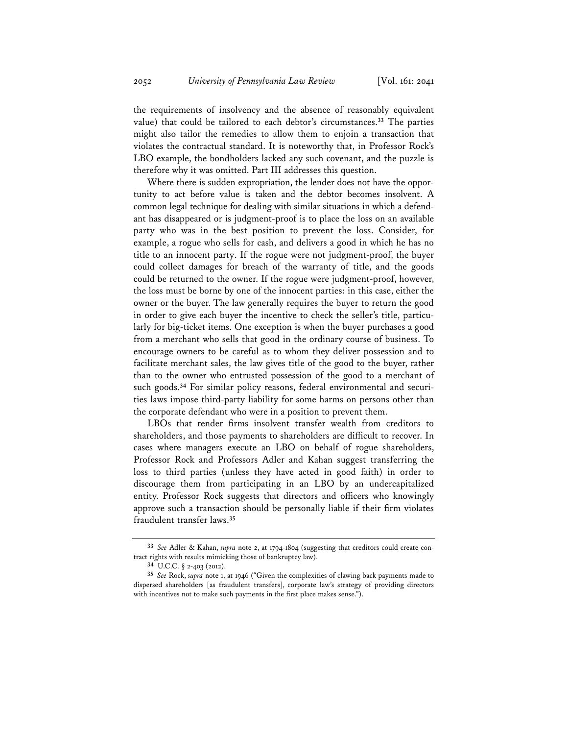the requirements of insolvency and the absence of reasonably equivalent value) that could be tailored to each debtor's circumstances.[33] The parties might also tailor the remedies to allow them to enjoin a transaction that violates the contractual standard. It is noteworthy that, in Professor Rock's LBO example, the bondholders lacked any such covenant, and the puzzle is therefore why it was omitted. Part III addresses this question.

Where there is sudden expropriation, the lender does not have the opportunity to act before value is taken and the debtor becomes insolvent. A common legal technique for dealing with similar situations in which a defendant has disappeared or is judgment-proof is to place the loss on an available party who was in the best position to prevent the loss. Consider, for example, a rogue who sells for cash, and delivers a good in which he has no title to an innocent party. If the rogue were not judgment-proof, the buyer could collect damages for breach of the warranty of title, and the goods could be returned to the owner. If the rogue were judgment-proof, however, the loss must be borne by one of the innocent parties: in this case, either the owner or the buyer. The law generally requires the buyer to return the good in order to give each buyer the incentive to check the seller's title, particularly for big-ticket items. One exception is when the buyer purchases a good from a merchant who sells that good in the ordinary course of business. To encourage owners to be careful as to whom they deliver possession and to facilitate merchant sales, the law gives title of the good to the buyer, rather than to the owner who entrusted possession of the good to a merchant of such goods.[34] For similar policy reasons, federal environmental and securities laws impose third-party liability for some harms on persons other than the corporate defendant who were in a position to prevent them.

LBOs that render firms insolvent transfer wealth from creditors to shareholders, and those payments to shareholders are difficult to recover. In cases where managers execute an LBO on behalf of rogue shareholders, Professor Rock and Professors Adler and Kahan suggest transferring the loss to third parties (unless they have acted in good faith) in order to discourage them from participating in an LBO by an undercapitalized entity. Professor Rock suggests that directors and officers who knowingly approve such a transaction should be personally liable if their firm violates fraudulent transfer laws.[35]

---

[33] *See* Adler & Kahan, *supra* note 2, at 1794-1804 (suggesting that creditors could create contract rights with results mimicking those of bankruptcy law).

[34] U.C.C. § 2-403 (2012).

[35] *See* Rock, *supra* note 1, at 1946 ("Given the complexities of clawing back payments made to dispersed shareholders [as fraudulent transfers], corporate law's strategy of providing directors with incentives not to make such payments in the first place makes sense.").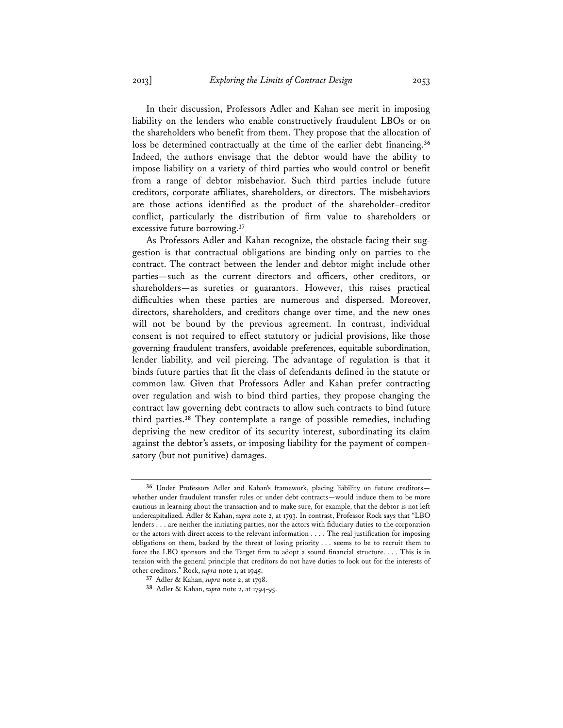In their discussion, Professors Adler and Kahan see merit in imposing liability on the lenders who enable constructively fraudulent LBOs or on the shareholders who benefit from them. They propose that the allocation of loss be determined contractually at the time of the earlier debt financing.[36] Indeed, the authors envisage that the debtor would have the ability to impose liability on a variety of third parties who would control or benefit from a range of debtor misbehavior. Such third parties include future creditors, corporate affiliates, shareholders, or directors. The misbehaviors are those actions identified as the product of the shareholder–creditor conflict, particularly the distribution of firm value to shareholders or excessive future borrowing.[37]

As Professors Adler and Kahan recognize, the obstacle facing their suggestion is that contractual obligations are binding only on parties to the contract. The contract between the lender and debtor might include other parties—such as the current directors and officers, other creditors, or shareholders—as sureties or guarantors. However, this raises practical difficulties when these parties are numerous and dispersed. Moreover, directors, shareholders, and creditors change over time, and the new ones will not be bound by the previous agreement. In contrast, individual consent is not required to effect statutory or judicial provisions, like those governing fraudulent transfers, avoidable preferences, equitable subordination, lender liability, and veil piercing. The advantage of regulation is that it binds future parties that fit the class of defendants defined in the statute or common law. Given that Professors Adler and Kahan prefer contracting over regulation and wish to bind third parties, they propose changing the contract law governing debt contracts to allow such contracts to bind future third parties.[38] They contemplate a range of possible remedies, including depriving the new creditor of its security interest, subordinating its claim against the debtor's assets, or imposing liability for the payment of compensatory (but not punitive) damages.

---

[36] Under Professors Adler and Kahan's framework, placing liability on future creditors—whether under fraudulent transfer rules or under debt contracts—would induce them to be more cautious in learning about the transaction and to make sure, for example, that the debtor is not left undercapitalized. Adler & Kahan, *supra* note 2, at 1793. In contrast, Professor Rock says that "LBO lenders . . . are neither the initiating parties, nor the actors with fiduciary duties to the corporation or the actors with direct access to the relevant information . . . . The real justification for imposing obligations on them, backed by the threat of losing priority . . . seems to be to recruit them to force the LBO sponsors and the Target firm to adopt a sound financial structure. . . . This is in tension with the general principle that creditors do not have duties to look out for the interests of other creditors." Rock, *supra* note 1, at 1945.

[37] Adler & Kahan, *supra* note 2, at 1798.

[38] Adler & Kahan, *supra* note 2, at 1794-95.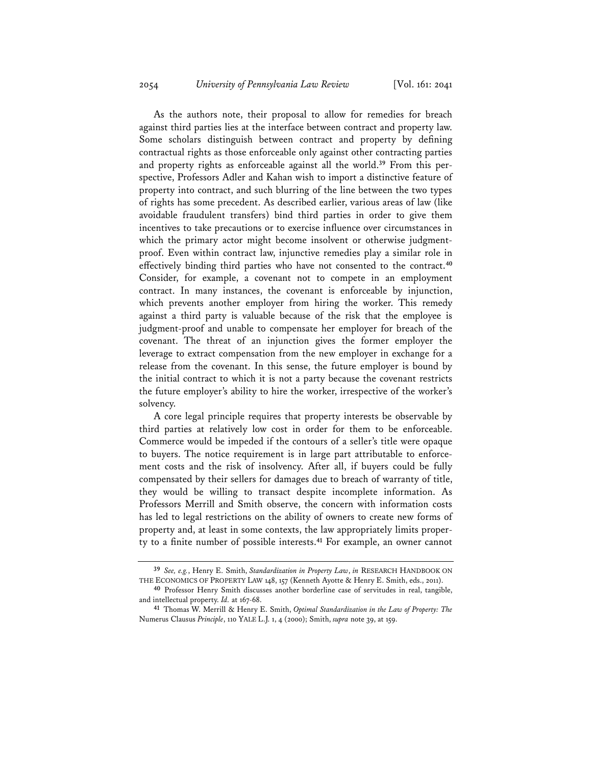As the authors note, their proposal to allow for remedies for breach against third parties lies at the interface between contract and property law. Some scholars distinguish between contract and property by defining contractual rights as those enforceable only against other contracting parties and property rights as enforceable against all the world.[39] From this perspective, Professors Adler and Kahan wish to import a distinctive feature of property into contract, and such blurring of the line between the two types of rights has some precedent. As described earlier, various areas of law (like avoidable fraudulent transfers) bind third parties in order to give them incentives to take precautions or to exercise influence over circumstances in which the primary actor might become insolvent or otherwise judgment-proof. Even within contract law, injunctive remedies play a similar role in effectively binding third parties who have not consented to the contract.[40] Consider, for example, a covenant not to compete in an employment contract. In many instances, the covenant is enforceable by injunction, which prevents another employer from hiring the worker. This remedy against a third party is valuable because of the risk that the employee is judgment-proof and unable to compensate her employer for breach of the covenant. The threat of an injunction gives the former employer the leverage to extract compensation from the new employer in exchange for a release from the covenant. In this sense, the future employer is bound by the initial contract to which it is not a party because the covenant restricts the future employer's ability to hire the worker, irrespective of the worker's solvency.

A core legal principle requires that property interests be observable by third parties at relatively low cost in order for them to be enforceable. Commerce would be impeded if the contours of a seller's title were opaque to buyers. The notice requirement is in large part attributable to enforcement costs and the risk of insolvency. After all, if buyers could be fully compensated by their sellers for damages due to breach of warranty of title, they would be willing to transact despite incomplete information. As Professors Merrill and Smith observe, the concern with information costs has led to legal restrictions on the ability of owners to create new forms of property and, at least in some contexts, the law appropriately limits property to a finite number of possible interests.[41] For example, an owner cannot

---

[39] *See, e.g.*, Henry E. Smith, *Standardization in Property Law*, *in* RESEARCH HANDBOOK ON THE ECONOMICS OF PROPERTY LAW 148, 157 (Kenneth Ayotte & Henry E. Smith, eds., 2011).

[40] Professor Henry Smith discusses another borderline case of servitudes in real, tangible, and intellectual property. *Id.* at 167-68.

[41] Thomas W. Merrill & Henry E. Smith, *Optimal Standardization in the Law of Property: The* Numerus Clausus *Principle*, 110 YALE L.J. 1, 4 (2000); Smith, *supra* note 39, at 159.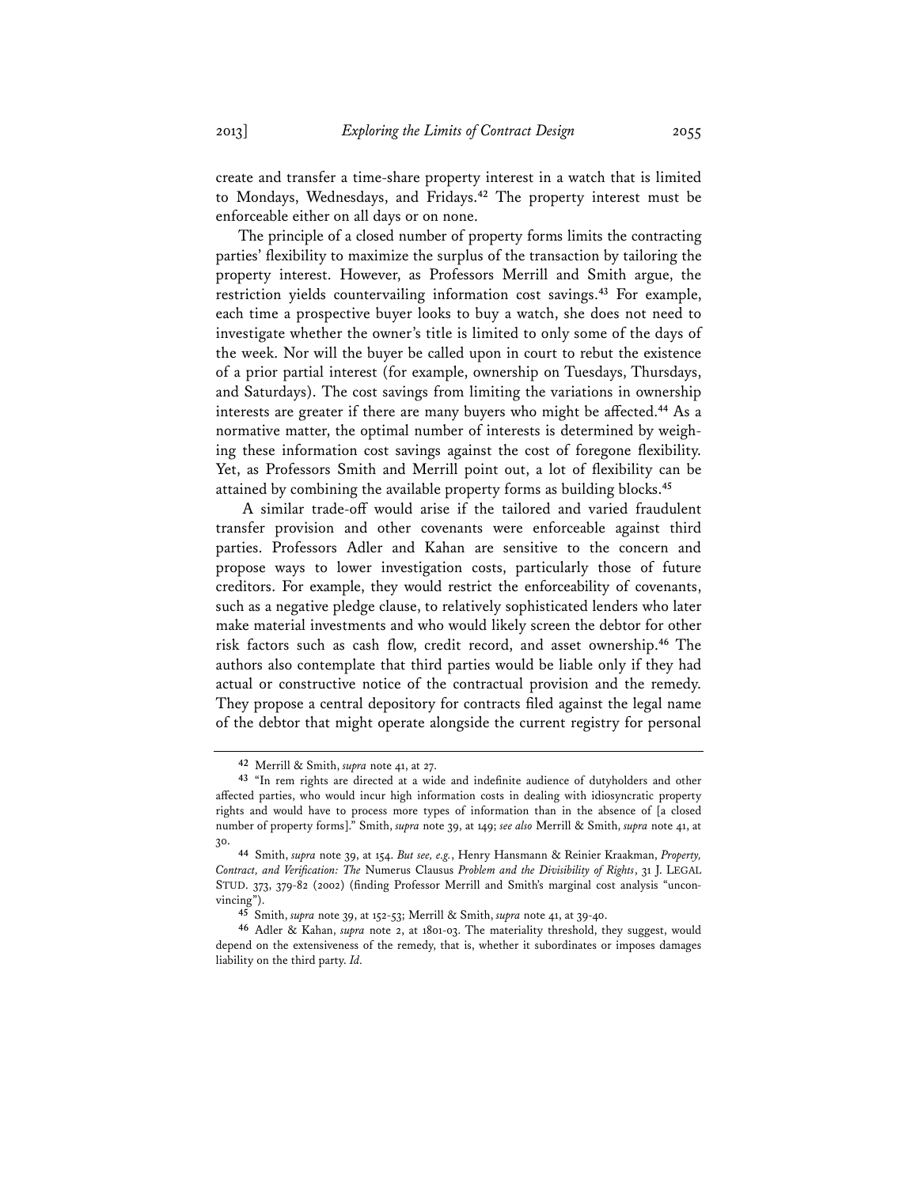create and transfer a time-share property interest in a watch that is limited to Mondays, Wednesdays, and Fridays.[42] The property interest must be enforceable either on all days or on none.

The principle of a closed number of property forms limits the contracting parties' flexibility to maximize the surplus of the transaction by tailoring the property interest. However, as Professors Merrill and Smith argue, the restriction yields countervailing information cost savings.[43] For example, each time a prospective buyer looks to buy a watch, she does not need to investigate whether the owner's title is limited to only some of the days of the week. Nor will the buyer be called upon in court to rebut the existence of a prior partial interest (for example, ownership on Tuesdays, Thursdays, and Saturdays). The cost savings from limiting the variations in ownership interests are greater if there are many buyers who might be affected.[44] As a normative matter, the optimal number of interests is determined by weighing these information cost savings against the cost of foregone flexibility. Yet, as Professors Smith and Merrill point out, a lot of flexibility can be attained by combining the available property forms as building blocks.[45]

A similar trade-off would arise if the tailored and varied fraudulent transfer provision and other covenants were enforceable against third parties. Professors Adler and Kahan are sensitive to the concern and propose ways to lower investigation costs, particularly those of future creditors. For example, they would restrict the enforceability of covenants, such as a negative pledge clause, to relatively sophisticated lenders who later make material investments and who would likely screen the debtor for other risk factors such as cash flow, credit record, and asset ownership.[46] The authors also contemplate that third parties would be liable only if they had actual or constructive notice of the contractual provision and the remedy. They propose a central depository for contracts filed against the legal name of the debtor that might operate alongside the current registry for personal

---

[42] Merrill & Smith, *supra* note 41, at 27.

[43] "In rem rights are directed at a wide and indefinite audience of dutyholders and other affected parties, who would incur high information costs in dealing with idiosyncratic property rights and would have to process more types of information than in the absence of [a closed number of property forms]." Smith, *supra* note 39, at 149; *see also* Merrill & Smith, *supra* note 41, at 30.

[44] Smith, *supra* note 39, at 154. *But see, e.g.*, Henry Hansmann & Reinier Kraakman, *Property, Contract, and Verification: The* Numerus Clausus *Problem and the Divisibility of Rights*, 31 J. LEGAL STUD. 373, 379-82 (2002) (finding Professor Merrill and Smith's marginal cost analysis "unconvincing").

[45] Smith, *supra* note 39, at 152-53; Merrill & Smith, *supra* note 41, at 39-40.

[46] Adler & Kahan, *supra* note 2, at 1801-03. The materiality threshold, they suggest, would depend on the extensiveness of the remedy, that is, whether it subordinates or imposes damages liability on the third party. *Id.*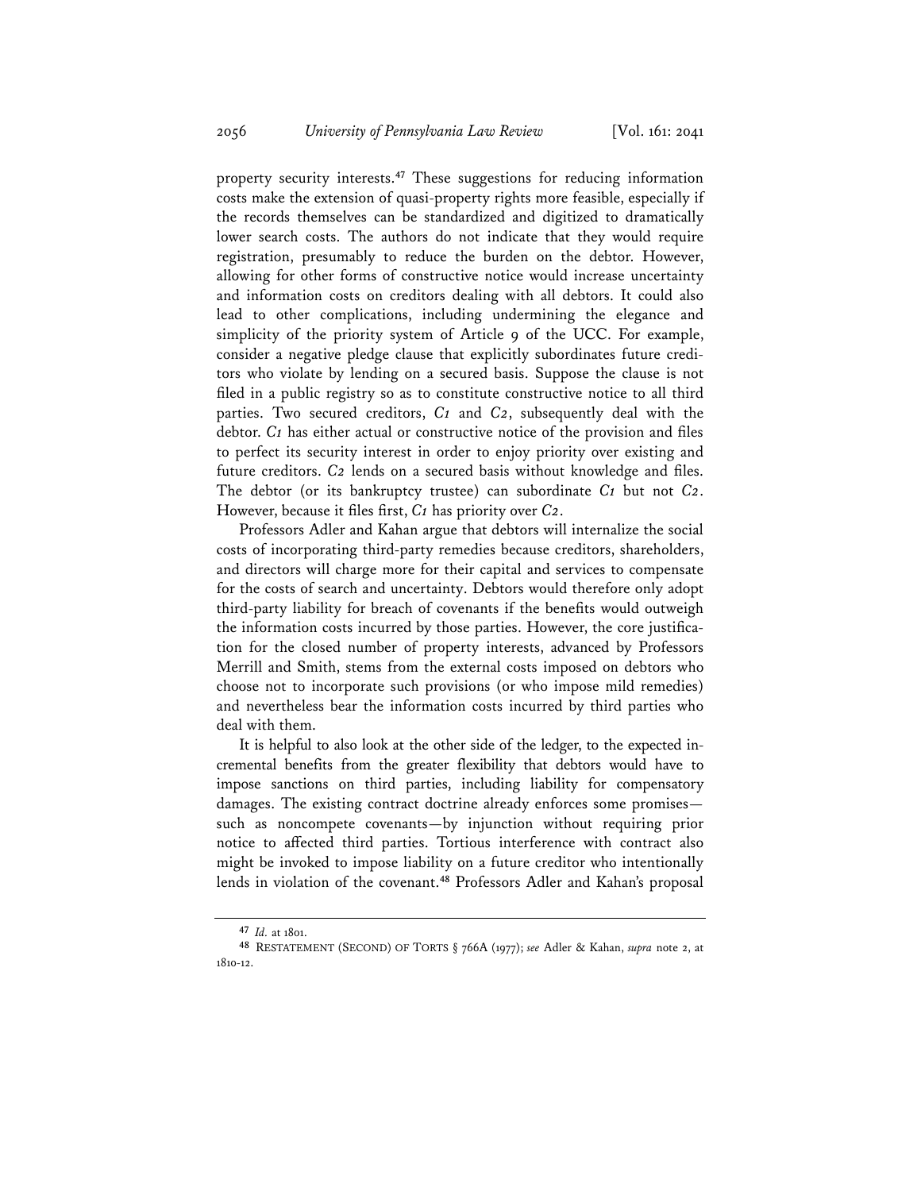property security interests.[47] These suggestions for reducing information costs make the extension of quasi-property rights more feasible, especially if the records themselves can be standardized and digitized to dramatically lower search costs. The authors do not indicate that they would require registration, presumably to reduce the burden on the debtor. However, allowing for other forms of constructive notice would increase uncertainty and information costs on creditors dealing with all debtors. It could also lead to other complications, including undermining the elegance and simplicity of the priority system of Article 9 of the UCC. For example, consider a negative pledge clause that explicitly subordinates future creditors who violate by lending on a secured basis. Suppose the clause is not filed in a public registry so as to constitute constructive notice to all third parties. Two secured creditors, *C1* and *C2*, subsequently deal with the debtor. *C1* has either actual or constructive notice of the provision and files to perfect its security interest in order to enjoy priority over existing and future creditors. *C2* lends on a secured basis without knowledge and files. The debtor (or its bankruptcy trustee) can subordinate *C1* but not *C2*. However, because it files first, *C1* has priority over *C2*.

Professors Adler and Kahan argue that debtors will internalize the social costs of incorporating third-party remedies because creditors, shareholders, and directors will charge more for their capital and services to compensate for the costs of search and uncertainty. Debtors would therefore only adopt third-party liability for breach of covenants if the benefits would outweigh the information costs incurred by those parties. However, the core justification for the closed number of property interests, advanced by Professors Merrill and Smith, stems from the external costs imposed on debtors who choose not to incorporate such provisions (or who impose mild remedies) and nevertheless bear the information costs incurred by third parties who deal with them.

It is helpful to also look at the other side of the ledger, to the expected incremental benefits from the greater flexibility that debtors would have to impose sanctions on third parties, including liability for compensatory damages. The existing contract doctrine already enforces some promises—such as noncompete covenants—by injunction without requiring prior notice to affected third parties. Tortious interference with contract also might be invoked to impose liability on a future creditor who intentionally lends in violation of the covenant.[48] Professors Adler and Kahan's proposal

---

[47] *Id.* at 1801.

[48] RESTATEMENT (SECOND) OF TORTS § 766A (1977); *see* Adler & Kahan, *supra* note 2, at 1810-12.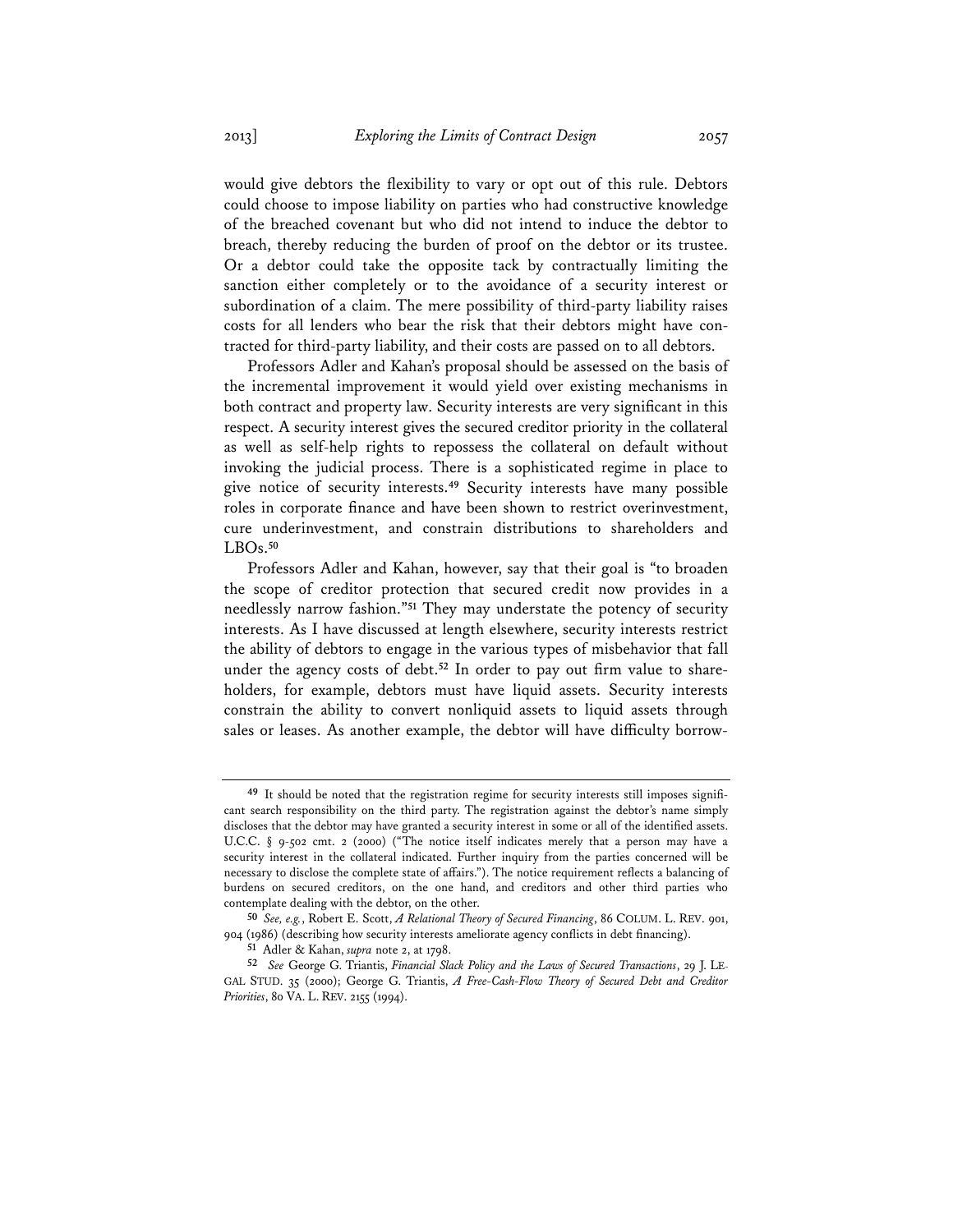would give debtors the flexibility to vary or opt out of this rule. Debtors could choose to impose liability on parties who had constructive knowledge of the breached covenant but who did not intend to induce the debtor to breach, thereby reducing the burden of proof on the debtor or its trustee. Or a debtor could take the opposite tack by contractually limiting the sanction either completely or to the avoidance of a security interest or subordination of a claim. The mere possibility of third-party liability raises costs for all lenders who bear the risk that their debtors might have contracted for third-party liability, and their costs are passed on to all debtors.

Professors Adler and Kahan's proposal should be assessed on the basis of the incremental improvement it would yield over existing mechanisms in both contract and property law. Security interests are very significant in this respect. A security interest gives the secured creditor priority in the collateral as well as self-help rights to repossess the collateral on default without invoking the judicial process. There is a sophisticated regime in place to give notice of security interests.[49] Security interests have many possible roles in corporate finance and have been shown to restrict overinvestment, cure underinvestment, and constrain distributions to shareholders and LBOs.[50]

Professors Adler and Kahan, however, say that their goal is "to broaden the scope of creditor protection that secured credit now provides in a needlessly narrow fashion."[51] They may understate the potency of security interests. As I have discussed at length elsewhere, security interests restrict the ability of debtors to engage in the various types of misbehavior that fall under the agency costs of debt.[52] In order to pay out firm value to shareholders, for example, debtors must have liquid assets. Security interests constrain the ability to convert nonliquid assets to liquid assets through sales or leases. As another example, the debtor will have difficulty borrow-

---

[49] It should be noted that the registration regime for security interests still imposes significant search responsibility on the third party. The registration against the debtor's name simply discloses that the debtor may have granted a security interest in some or all of the identified assets. U.C.C. § 9-502 cmt. 2 (2000) ("The notice itself indicates merely that a person may have a security interest in the collateral indicated. Further inquiry from the parties concerned will be necessary to disclose the complete state of affairs."). The notice requirement reflects a balancing of burdens on secured creditors, on the one hand, and creditors and other third parties who contemplate dealing with the debtor, on the other.

[50] *See, e.g.*, Robert E. Scott, *A Relational Theory of Secured Financing*, 86 COLUM. L. REV. 901, 904 (1986) (describing how security interests ameliorate agency conflicts in debt financing).

[51] Adler & Kahan, *supra* note 2, at 1798.

[52] *See* George G. Triantis, *Financial Slack Policy and the Laws of Secured Transactions*, 29 J. LEGAL STUD. 35 (2000); George G. Triantis, *A Free-Cash-Flow Theory of Secured Debt and Creditor Priorities*, 80 VA. L. REV. 2155 (1994).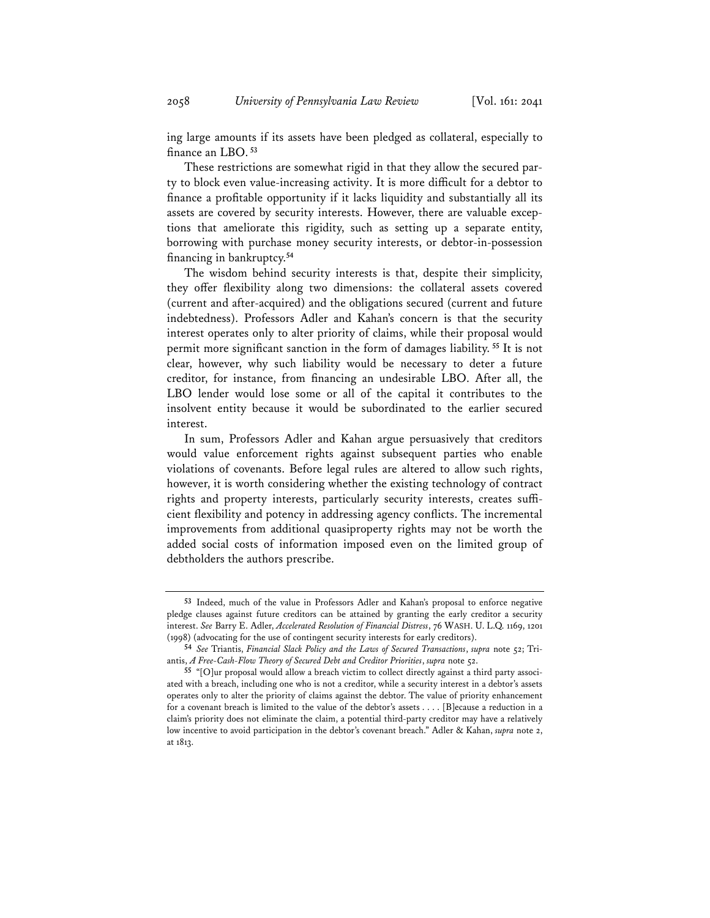ing large amounts if its assets have been pledged as collateral, especially to finance an LBO.[53]

These restrictions are somewhat rigid in that they allow the secured party to block even value-increasing activity. It is more difficult for a debtor to finance a profitable opportunity if it lacks liquidity and substantially all its assets are covered by security interests. However, there are valuable exceptions that ameliorate this rigidity, such as setting up a separate entity, borrowing with purchase money security interests, or debtor-in-possession financing in bankruptcy.[54]

The wisdom behind security interests is that, despite their simplicity, they offer flexibility along two dimensions: the collateral assets covered (current and after-acquired) and the obligations secured (current and future indebtedness). Professors Adler and Kahan's concern is that the security interest operates only to alter priority of claims, while their proposal would permit more significant sanction in the form of damages liability.[55] It is not clear, however, why such liability would be necessary to deter a future creditor, for instance, from financing an undesirable LBO. After all, the LBO lender would lose some or all of the capital it contributes to the insolvent entity because it would be subordinated to the earlier secured interest.

In sum, Professors Adler and Kahan argue persuasively that creditors would value enforcement rights against subsequent parties who enable violations of covenants. Before legal rules are altered to allow such rights, however, it is worth considering whether the existing technology of contract rights and property interests, particularly security interests, creates sufficient flexibility and potency in addressing agency conflicts. The incremental improvements from additional quasiproperty rights may not be worth the added social costs of information imposed even on the limited group of debtholders the authors prescribe.

---

[53] Indeed, much of the value in Professors Adler and Kahan's proposal to enforce negative pledge clauses against future creditors can be attained by granting the early creditor a security interest. *See* Barry E. Adler, *Accelerated Resolution of Financial Distress*, 76 WASH. U. L.Q. 1169, 1201 (1998) (advocating for the use of contingent security interests for early creditors).

[54] *See* Triantis, *Financial Slack Policy and the Laws of Secured Transactions*, *supra* note 52; Triantis, *A Free-Cash-Flow Theory of Secured Debt and Creditor Priorities*, *supra* note 52.

[55] "[O]ur proposal would allow a breach victim to collect directly against a third party associated with a breach, including one who is not a creditor, while a security interest in a debtor's assets operates only to alter the priority of claims against the debtor. The value of priority enhancement for a covenant breach is limited to the value of the debtor's assets . . . . [B]ecause a reduction in a claim's priority does not eliminate the claim, a potential third-party creditor may have a relatively low incentive to avoid participation in the debtor's covenant breach." Adler & Kahan, *supra* note 2, at 1813.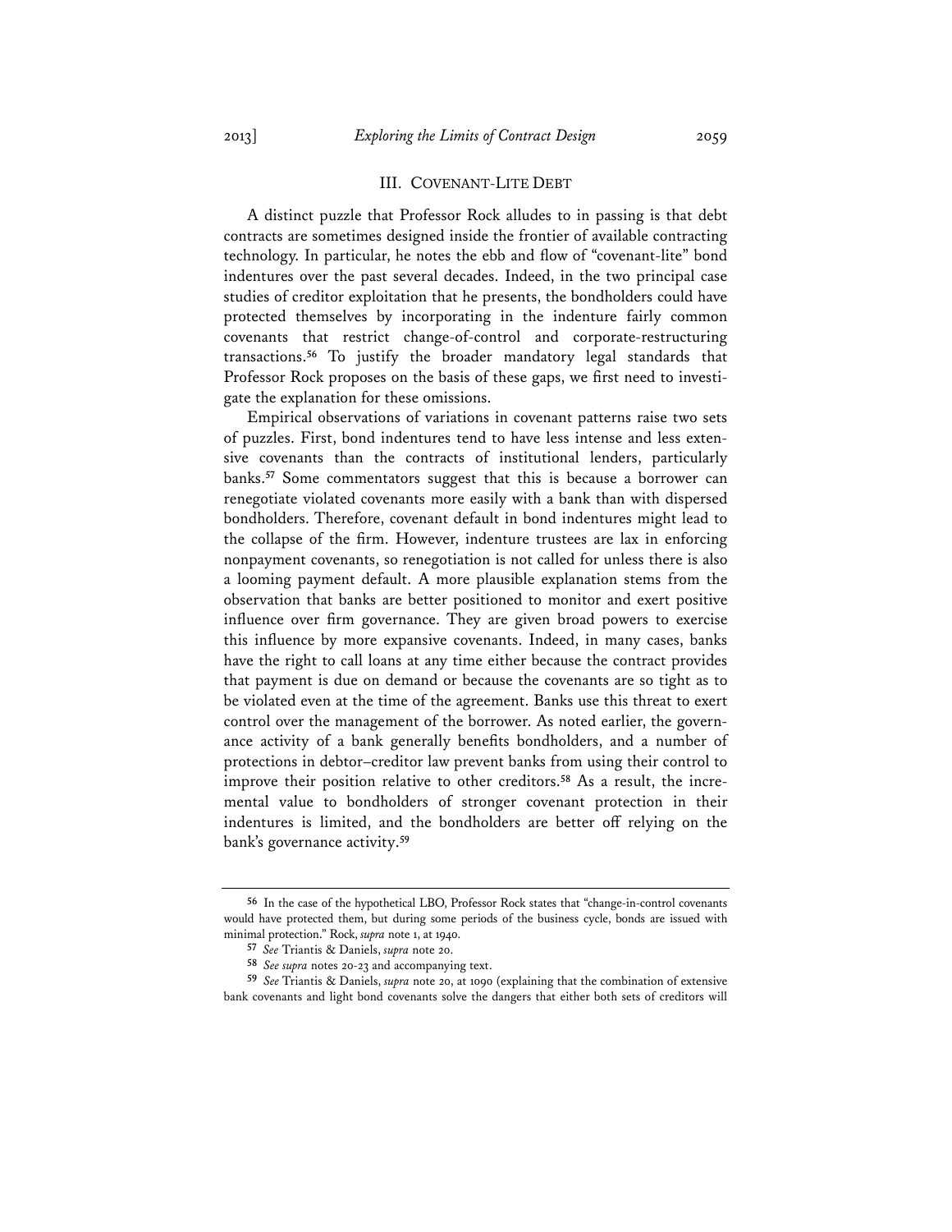## III. Covenant-Lite Debt

A distinct puzzle that Professor Rock alludes to in passing is that debt contracts are sometimes designed inside the frontier of available contracting technology. In particular, he notes the ebb and flow of "covenant-lite" bond indentures over the past several decades. Indeed, in the two principal case studies of creditor exploitation that he presents, the bondholders could have protected themselves by incorporating in the indenture fairly common covenants that restrict change-of-control and corporate-restructuring transactions.[56] To justify the broader mandatory legal standards that Professor Rock proposes on the basis of these gaps, we first need to investigate the explanation for these omissions.

Empirical observations of variations in covenant patterns raise two sets of puzzles. First, bond indentures tend to have less intense and less extensive covenants than the contracts of institutional lenders, particularly banks.[57] Some commentators suggest that this is because a borrower can renegotiate violated covenants more easily with a bank than with dispersed bondholders. Therefore, covenant default in bond indentures might lead to the collapse of the firm. However, indenture trustees are lax in enforcing nonpayment covenants, so renegotiation is not called for unless there is also a looming payment default. A more plausible explanation stems from the observation that banks are better positioned to monitor and exert positive influence over firm governance. They are given broad powers to exercise this influence by more expansive covenants. Indeed, in many cases, banks have the right to call loans at any time either because the contract provides that payment is due on demand or because the covenants are so tight as to be violated even at the time of the agreement. Banks use this threat to exert control over the management of the borrower. As noted earlier, the governance activity of a bank generally benefits bondholders, and a number of protections in debtor–creditor law prevent banks from using their control to improve their position relative to other creditors.[58] As a result, the incremental value to bondholders of stronger covenant protection in their indentures is limited, and the bondholders are better off relying on the bank's governance activity.[59]

---

[56] In the case of the hypothetical LBO, Professor Rock states that "change-in-control covenants would have protected them, but during some periods of the business cycle, bonds are issued with minimal protection." Rock, *supra* note 1, at 1940.

[57] *See* Triantis & Daniels, *supra* note 20.

[58] *See supra* notes 20-23 and accompanying text.

[59] *See* Triantis & Daniels, *supra* note 20, at 1090 (explaining that the combination of extensive bank covenants and light bond covenants solve the dangers that either both sets of creditors will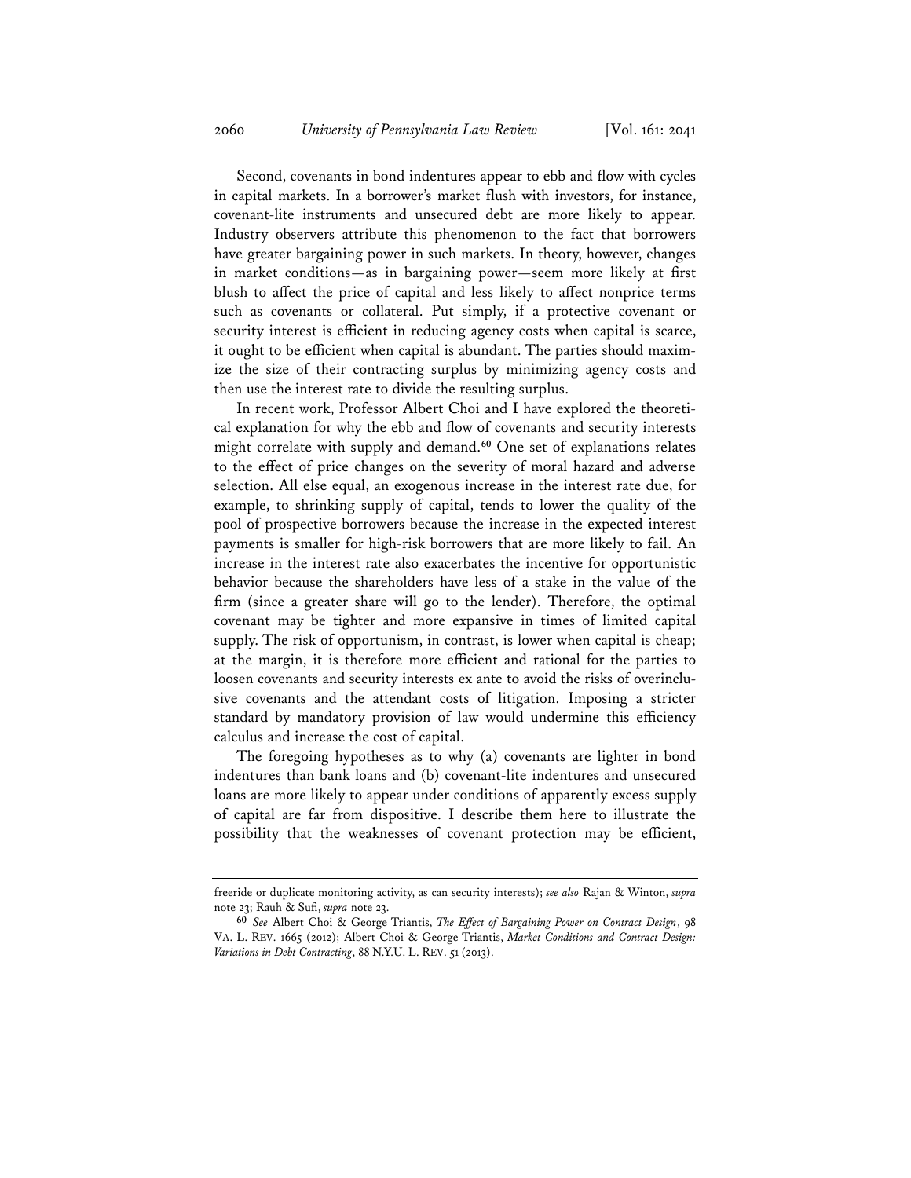Second, covenants in bond indentures appear to ebb and flow with cycles in capital markets. In a borrower's market flush with investors, for instance, covenant-lite instruments and unsecured debt are more likely to appear. Industry observers attribute this phenomenon to the fact that borrowers have greater bargaining power in such markets. In theory, however, changes in market conditions—as in bargaining power—seem more likely at first blush to affect the price of capital and less likely to affect nonprice terms such as covenants or collateral. Put simply, if a protective covenant or security interest is efficient in reducing agency costs when capital is scarce, it ought to be efficient when capital is abundant. The parties should maximize the size of their contracting surplus by minimizing agency costs and then use the interest rate to divide the resulting surplus.

In recent work, Professor Albert Choi and I have explored the theoretical explanation for why the ebb and flow of covenants and security interests might correlate with supply and demand.[60] One set of explanations relates to the effect of price changes on the severity of moral hazard and adverse selection. All else equal, an exogenous increase in the interest rate due, for example, to shrinking supply of capital, tends to lower the quality of the pool of prospective borrowers because the increase in the expected interest payments is smaller for high-risk borrowers that are more likely to fail. An increase in the interest rate also exacerbates the incentive for opportunistic behavior because the shareholders have less of a stake in the value of the firm (since a greater share will go to the lender). Therefore, the optimal covenant may be tighter and more expansive in times of limited capital supply. The risk of opportunism, in contrast, is lower when capital is cheap; at the margin, it is therefore more efficient and rational for the parties to loosen covenants and security interests ex ante to avoid the risks of overinclusive covenants and the attendant costs of litigation. Imposing a stricter standard by mandatory provision of law would undermine this efficiency calculus and increase the cost of capital.

The foregoing hypotheses as to why (a) covenants are lighter in bond indentures than bank loans and (b) covenant-lite indentures and unsecured loans are more likely to appear under conditions of apparently excess supply of capital are far from dispositive. I describe them here to illustrate the possibility that the weaknesses of covenant protection may be efficient,

---

freeride or duplicate monitoring activity, as can security interests); *see also* Rajan & Winton, *supra* note 23; Rauh & Sufi, *supra* note 23.

[60] *See* Albert Choi & George Triantis, *The Effect of Bargaining Power on Contract Design*, 98 VA. L. REV. 1665 (2012); Albert Choi & George Triantis, *Market Conditions and Contract Design: Variations in Debt Contracting*, 88 N.Y.U. L. REV. 51 (2013).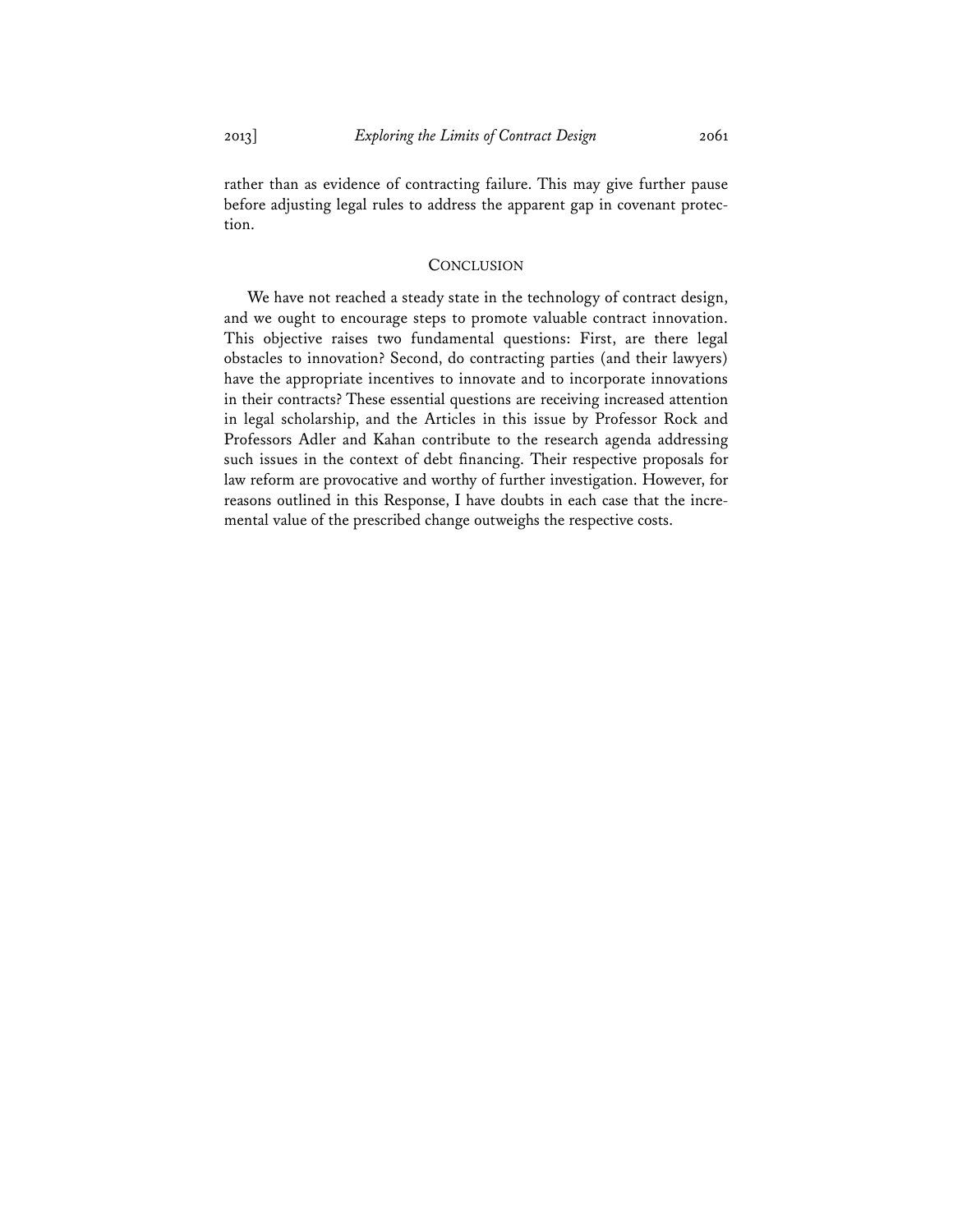rather than as evidence of contracting failure. This may give further pause before adjusting legal rules to address the apparent gap in covenant protection.

## Conclusion

We have not reached a steady state in the technology of contract design, and we ought to encourage steps to promote valuable contract innovation. This objective raises two fundamental questions: First, are there legal obstacles to innovation? Second, do contracting parties (and their lawyers) have the appropriate incentives to innovate and to incorporate innovations in their contracts? These essential questions are receiving increased attention in legal scholarship, and the Articles in this issue by Professor Rock and Professors Adler and Kahan contribute to the research agenda addressing such issues in the context of debt financing. Their respective proposals for law reform are provocative and worthy of further investigation. However, for reasons outlined in this Response, I have doubts in each case that the incremental value of the prescribed change outweighs the respective costs.